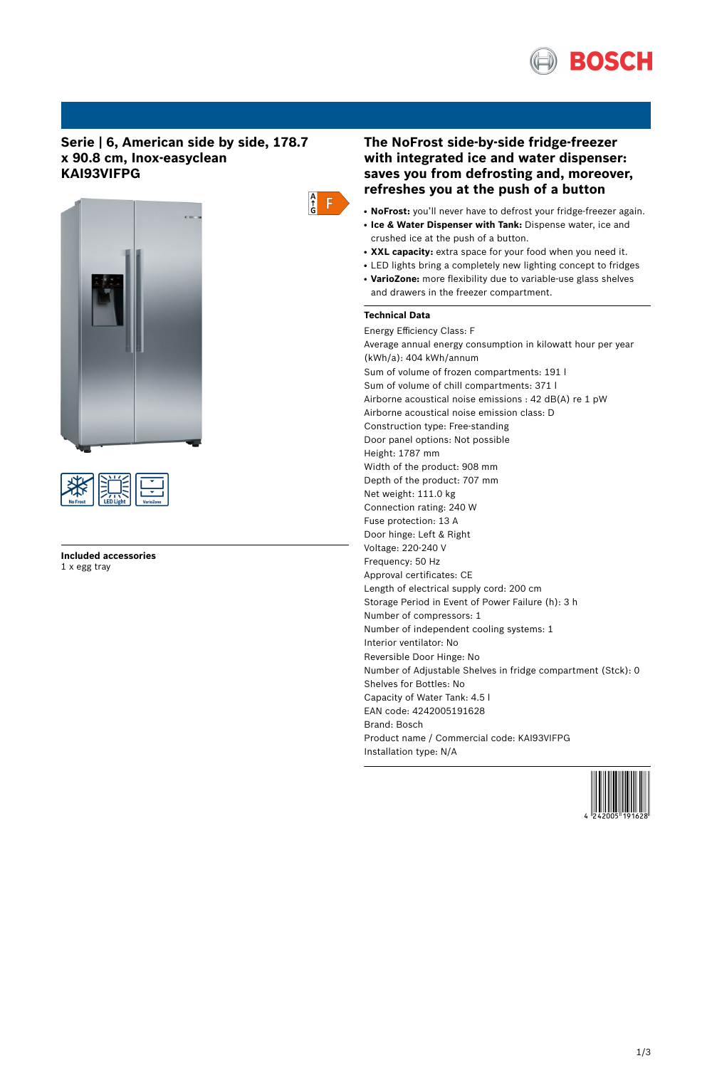## Serie | 6, American side by side, 178.7 x 90.8 cm, Inox-easyclean KAI93VIFPG

F

No Frost | LED Light | VarioZone

**Included accessories**
1 x egg tray

## The NoFrost side-by-side fridge-freezer with integrated ice and water dispenser: saves you from defrosting and, moreover, refreshes you at the push of a button

- **NoFrost:** you'll never have to defrost your fridge-freezer again.
- **Ice & Water Dispenser with Tank:** Dispense water, ice and crushed ice at the push of a button.
- **XXL capacity:** extra space for your food when you need it.
- LED lights bring a completely new lighting concept to fridges
- **VarioZone:** more flexibility due to variable-use glass shelves and drawers in the freezer compartment.

**Technical Data**

Energy Efficiency Class: F
Average annual energy consumption in kilowatt hour per year (kWh/a): 404 kWh/annum
Sum of volume of frozen compartments: 191 l
Sum of volume of chill compartments: 371 l
Airborne acoustical noise emissions : 42 dB(A) re 1 pW
Airborne acoustical noise emission class: D
Construction type: Free-standing
Door panel options: Not possible
Height: 1787 mm
Width of the product: 908 mm
Depth of the product: 707 mm
Net weight: 111.0 kg
Connection rating: 240 W
Fuse protection: 13 A
Door hinge: Left & Right
Voltage: 220-240 V
Frequency: 50 Hz
Approval certificates: CE
Length of electrical supply cord: 200 cm
Storage Period in Event of Power Failure (h): 3 h
Number of compressors: 1
Number of independent cooling systems: 1
Interior ventilator: No
Reversible Door Hinge: No
Number of Adjustable Shelves in fridge compartment (Stck): 0
Shelves for Bottles: No
Capacity of Water Tank: 4.5 l
EAN code: 4242005191628
Brand: Bosch
Product name / Commercial code: KAI93VIFPG
Installation type: N/A

4 242005 191628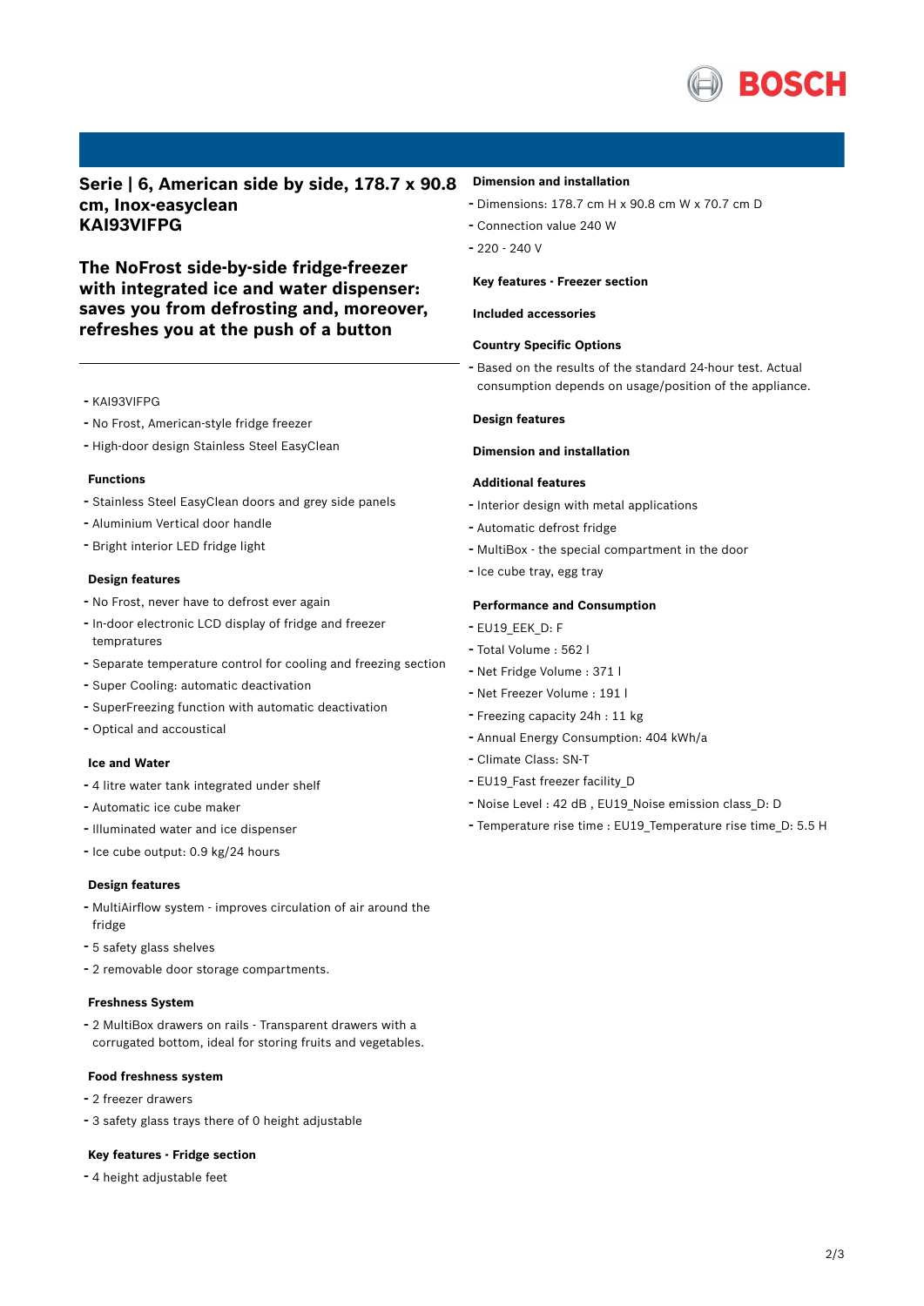# Serie | 6, American side by side, 178.7 x 90.8 cm, Inox-easyclean KAI93VIFPG

## The NoFrost side-by-side fridge-freezer with integrated ice and water dispenser: saves you from defrosting and, moreover, refreshes you at the push of a button

- KAI93VIFPG
- No Frost, American-style fridge freezer
- High-door design Stainless Steel EasyClean

### Functions

- Stainless Steel EasyClean doors and grey side panels
- Aluminium Vertical door handle
- Bright interior LED fridge light

### Design features

- No Frost, never have to defrost ever again
- In-door electronic LCD display of fridge and freezer tempratures
- Separate temperature control for cooling and freezing section
- Super Cooling: automatic deactivation
- SuperFreezing function with automatic deactivation
- Optical and accoustical

### Ice and Water

- 4 litre water tank integrated under shelf
- Automatic ice cube maker
- Illuminated water and ice dispenser
- Ice cube output: 0.9 kg/24 hours

### Design features

- MultiAirflow system - improves circulation of air around the fridge
- 5 safety glass shelves
- 2 removable door storage compartments.

### Freshness System

- 2 MultiBox drawers on rails - Transparent drawers with a corrugated bottom, ideal for storing fruits and vegetables.

### Food freshness system

- 2 freezer drawers
- 3 safety glass trays there of 0 height adjustable

### Key features - Fridge section

- 4 height adjustable feet

### Dimension and installation

- Dimensions: 178.7 cm H x 90.8 cm W x 70.7 cm D
- Connection value 240 W
- 220 - 240 V

### Key features - Freezer section

### Included accessories

### Country Specific Options

- Based on the results of the standard 24-hour test. Actual consumption depends on usage/position of the appliance.

### Design features

### Dimension and installation

### Additional features

- Interior design with metal applications
- Automatic defrost fridge
- MultiBox - the special compartment in the door
- Ice cube tray, egg tray

### Performance and Consumption

- EU19_EEK_D: F
- Total Volume : 562 l
- Net Fridge Volume : 371 l
- Net Freezer Volume : 191 l
- Freezing capacity 24h : 11 kg
- Annual Energy Consumption: 404 kWh/a
- Climate Class: SN-T
- EU19_Fast freezer facility_D
- Noise Level : 42 dB , EU19_Noise emission class_D: D
- Temperature rise time : EU19_Temperature rise time_D: 5.5 H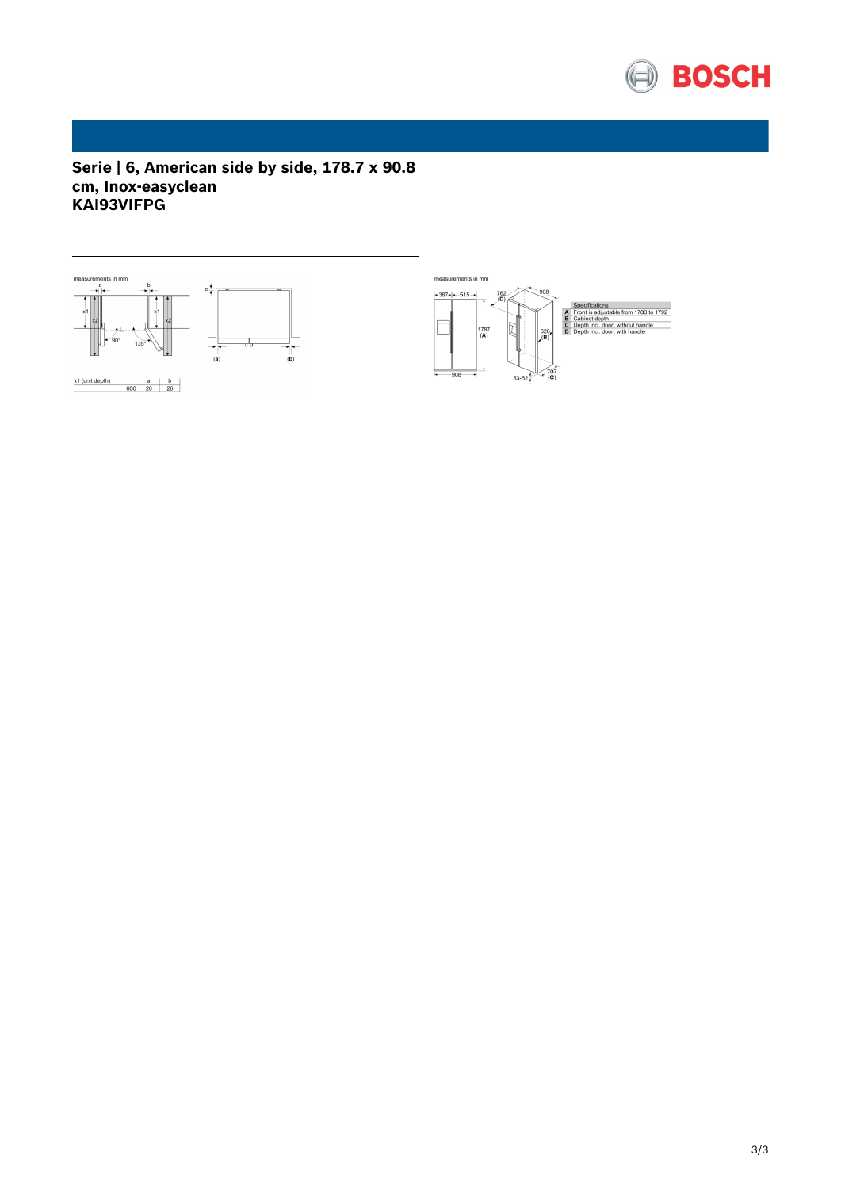**Serie | 6, American side by side, 178.7 x 90.8 cm, Inox-easyclean**
**KAI93VIFPG**

measurements in mm

a

b

x1

x2

x1

x2

90°

135°

c

(a)

(b)

| x1 (unit depth) | a | b |
|---|---|---|
| 600 | 20 | 26 |

measurements in mm

387

515

762 (D)

908

1787 (A)

628 (B)

908

53-62

707 (C)

| Specifications | |
|---|---|
| A | Front is adjustable from 1783 to 1792 |
| B | Cabinet depth |
| C | Depth incl. door, without handle |
| D | Depth incl. door, with handle |